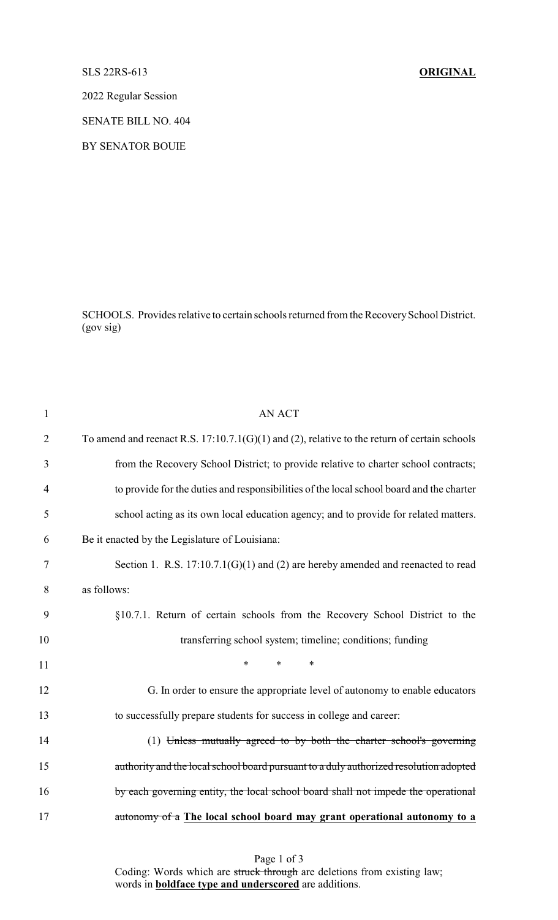SLS 22RS-613 **ORIGINAL**

2022 Regular Session

SENATE BILL NO. 404

BY SENATOR BOUIE

SCHOOLS. Provides relative to certain schools returned from the Recovery School District. (gov sig)

AN ACT

To amend and reenact R.S. 17:10.7.1(G)(1) and (2), relative to the return of certain schools from the Recovery School District; to provide relative to charter school contracts; to provide for the duties and responsibilities of the local school board and the charter school acting as its own local education agency; and to provide for related matters.

Be it enacted by the Legislature of Louisiana:

Section 1. R.S. 17:10.7.1(G)(1) and (2) are hereby amended and reenacted to read as follows:

§10.7.1. Return of certain schools from the Recovery School District to the transferring school system; timeline; conditions; funding

\* \* \*

G. In order to ensure the appropriate level of autonomy to enable educators to successfully prepare students for success in college and career:

(1) ~~Unless mutually agreed to by both the charter school's governing authority and the local school board pursuant to a duly authorized resolution adopted by each governing entity, the local school board shall not impede the operational autonomy of a~~ **The local school board may grant operational autonomy to a**

Coding: Words which are ~~struck through~~ are deletions from existing law; words in **boldface type and underscored** are additions.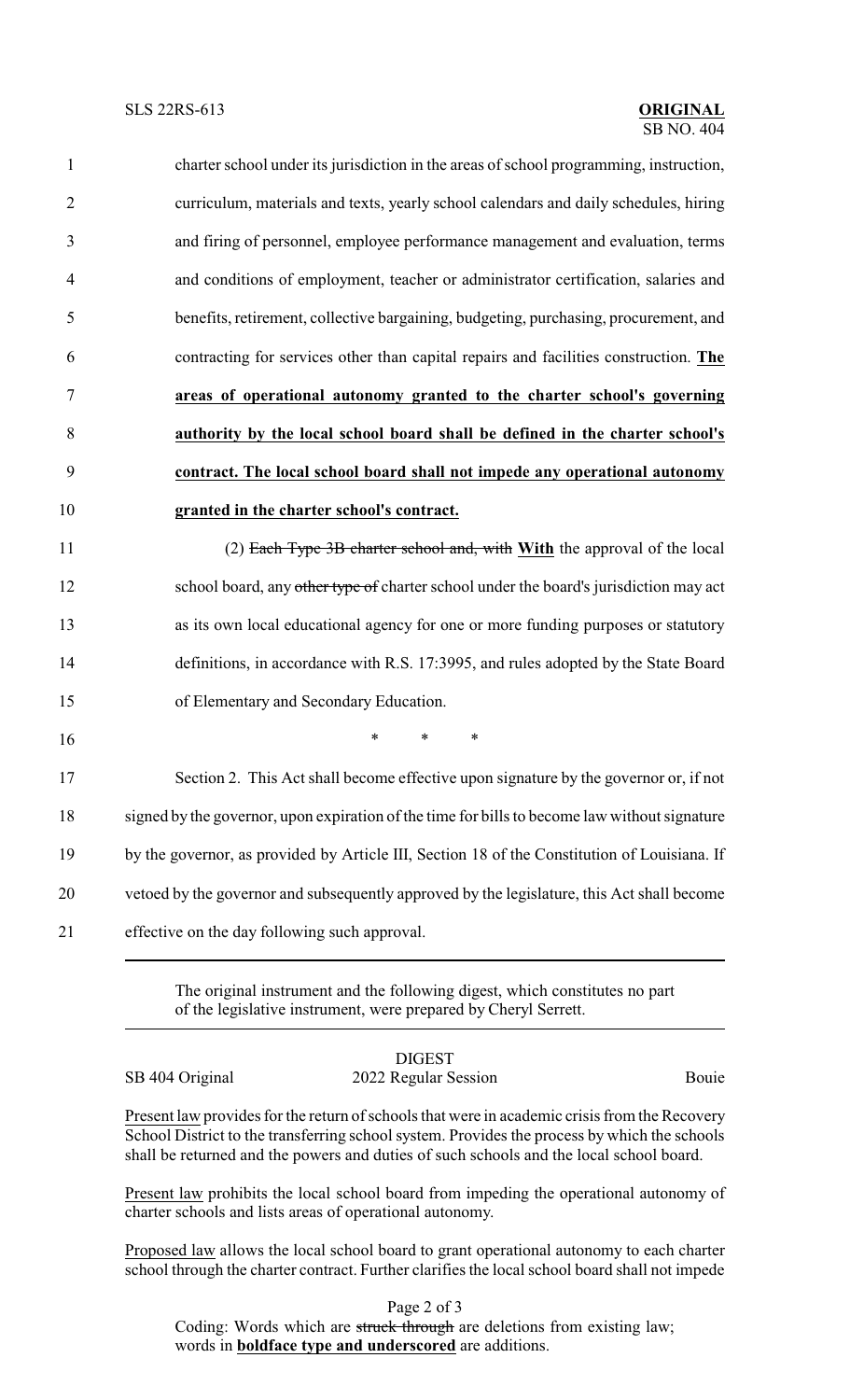charter school under its jurisdiction in the areas of school programming, instruction, curriculum, materials and texts, yearly school calendars and daily schedules, hiring and firing of personnel, employee performance management and evaluation, terms and conditions of employment, teacher or administrator certification, salaries and benefits, retirement, collective bargaining, budgeting, purchasing, procurement, and contracting for services other than capital repairs and facilities construction. **The areas of operational autonomy granted to the charter school's governing authority by the local school board shall be defined in the charter school's contract. The local school board shall not impede any operational autonomy granted in the charter school's contract.**

(2) ~~Each Type 3B charter school and, with~~ **With** the approval of the local school board, any ~~other type of~~ charter school under the board's jurisdiction may act as its own local educational agency for one or more funding purposes or statutory definitions, in accordance with R.S. 17:3995, and rules adopted by the State Board of Elementary and Secondary Education.

\* \* \*

Section 2. This Act shall become effective upon signature by the governor or, if not signed by the governor, upon expiration of the time for bills to become law without signature by the governor, as provided by Article III, Section 18 of the Constitution of Louisiana. If vetoed by the governor and subsequently approved by the legislature, this Act shall become effective on the day following such approval.

---

The original instrument and the following digest, which constitutes no part of the legislative instrument, were prepared by Cheryl Serrett.

DIGEST

SB 404 Original — 2022 Regular Session — Bouie

Present law provides for the return of schools that were in academic crisis from the Recovery School District to the transferring school system. Provides the process by which the schools shall be returned and the powers and duties of such schools and the local school board.

Present law prohibits the local school board from impeding the operational autonomy of charter schools and lists areas of operational autonomy.

Proposed law allows the local school board to grant operational autonomy to each charter school through the charter contract. Further clarifies the local school board shall not impede

Coding: Words which are ~~struck through~~ are deletions from existing law; words in **boldface type and underscored** are additions.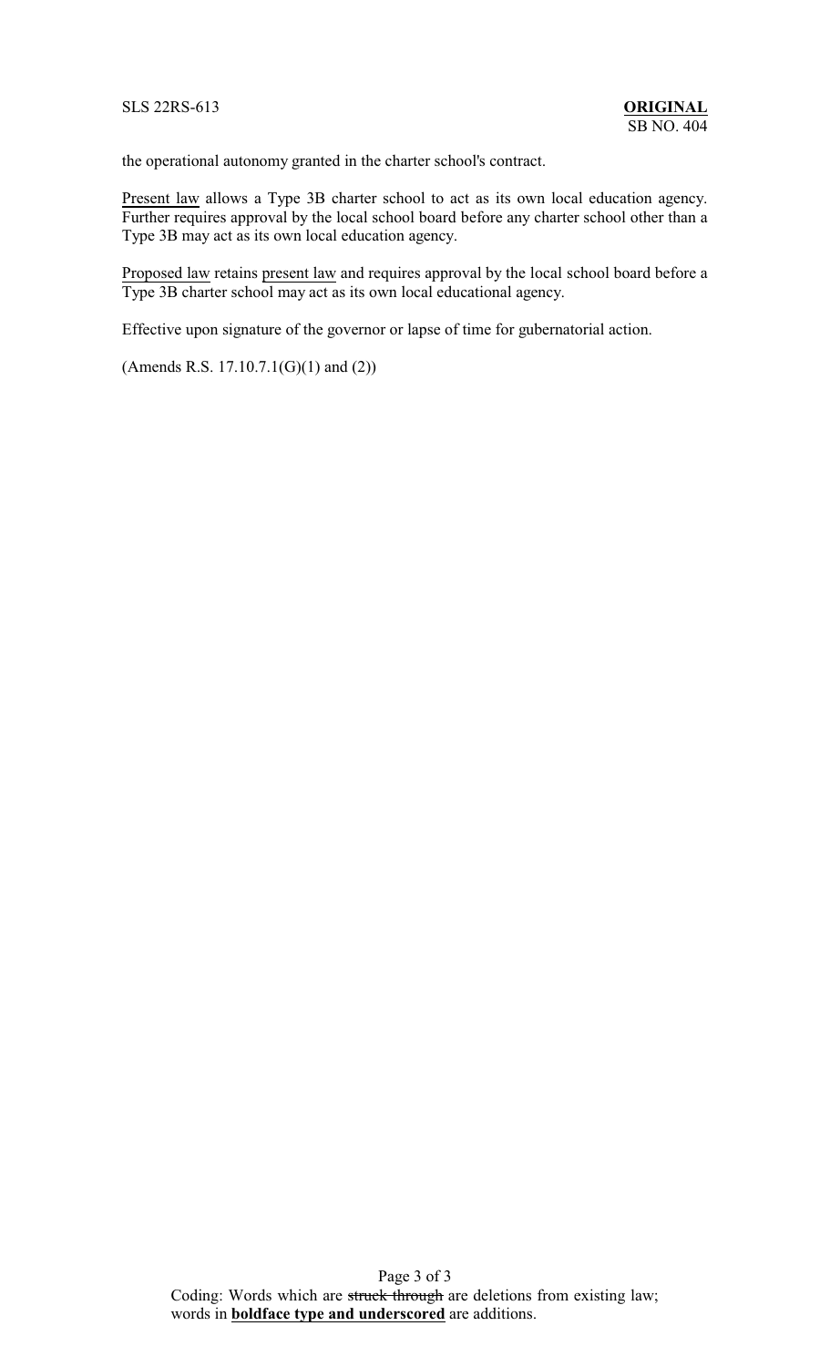the operational autonomy granted in the charter school's contract.

Present law allows a Type 3B charter school to act as its own local education agency. Further requires approval by the local school board before any charter school other than a Type 3B may act as its own local education agency.

Proposed law retains present law and requires approval by the local school board before a Type 3B charter school may act as its own local educational agency.

Effective upon signature of the governor or lapse of time for gubernatorial action.

(Amends R.S. 17.10.7.1(G)(1) and (2))